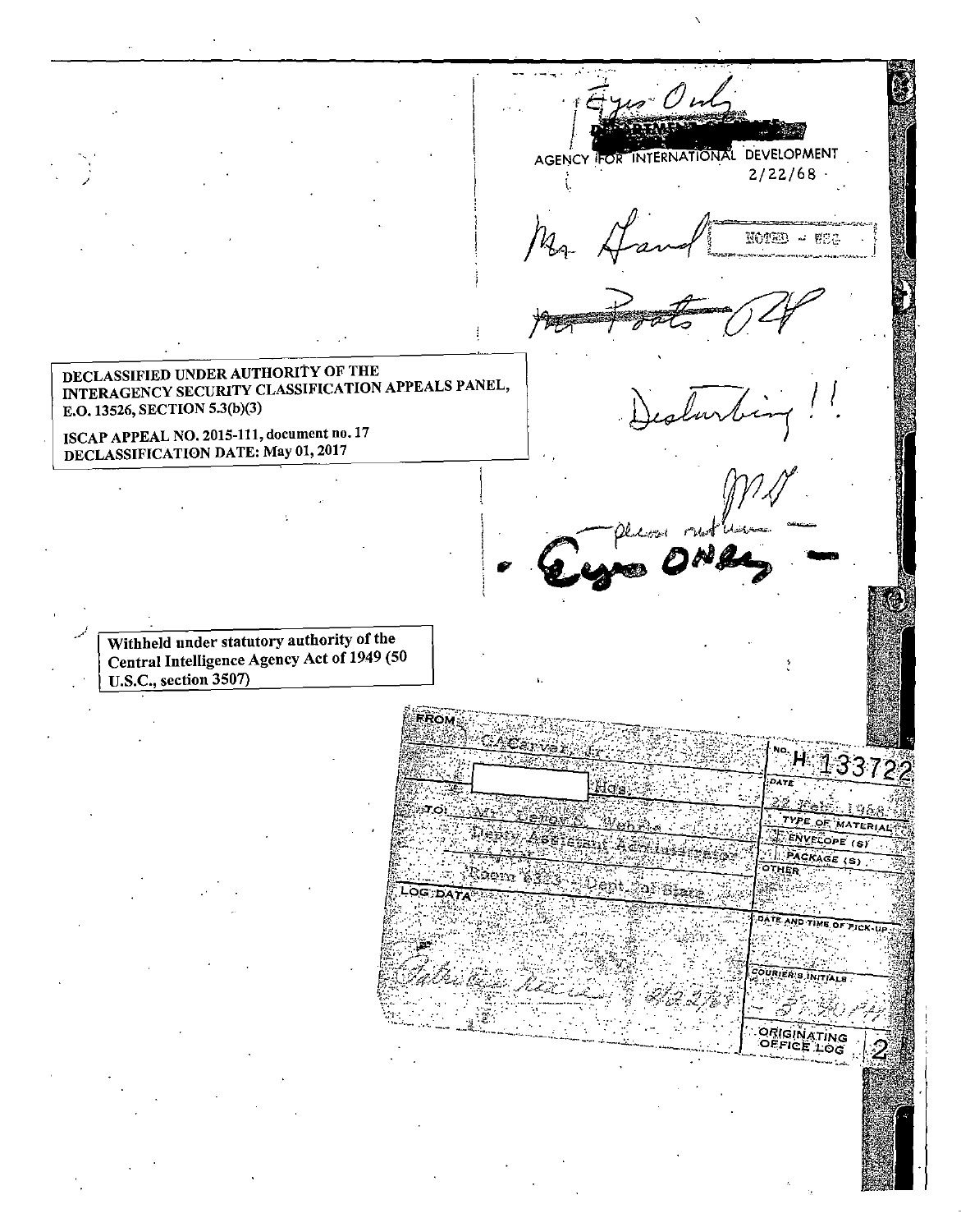Eyes Only

DEPARTMENT

AGENCY FOR INTERNATIONAL DEVELOPMENT

2/22/68

Mr. Hand

NOTED - WSG

~~Mr. Poats~~ RP

DECLASSIFIED UNDER AUTHORITY OF THE INTERAGENCY SECURITY CLASSIFICATION APPEALS PANEL, E.O. 13526, SECTION 5.3(b)(3)

ISCAP APPEAL NO. 2015-111, document no. 17

DECLASSIFICATION DATE: May 01, 2017

Disturbing!!

MD

— please return —

— Eyes Only —

Withheld under statutory authority of the Central Intelligence Agency Act of 1949 (50 U.S.C., section 3507)

| | |
|---|---|
| FROM: G.A.Carver, Jr. [redacted] Hqs. | NO. H 133722 |
| | DATE 22 Feb. 1968 |
| TO: Mr. Leroy S. Wehrle Deputy Assistant Administrator AA/VN Room 6323 - Dept. of State | TYPE OF MATERIAL |
| | ENVELOPE (S) |
| | PACKAGE (S) |
| | OTHER |
| LOG DATA | DATE AND TIME OF PICK-UP |
| | COURIER'S INITIALS |
| Patricia [illegible] 2/22/68 | |
| | ORIGINATING OFFICE LOG 2 |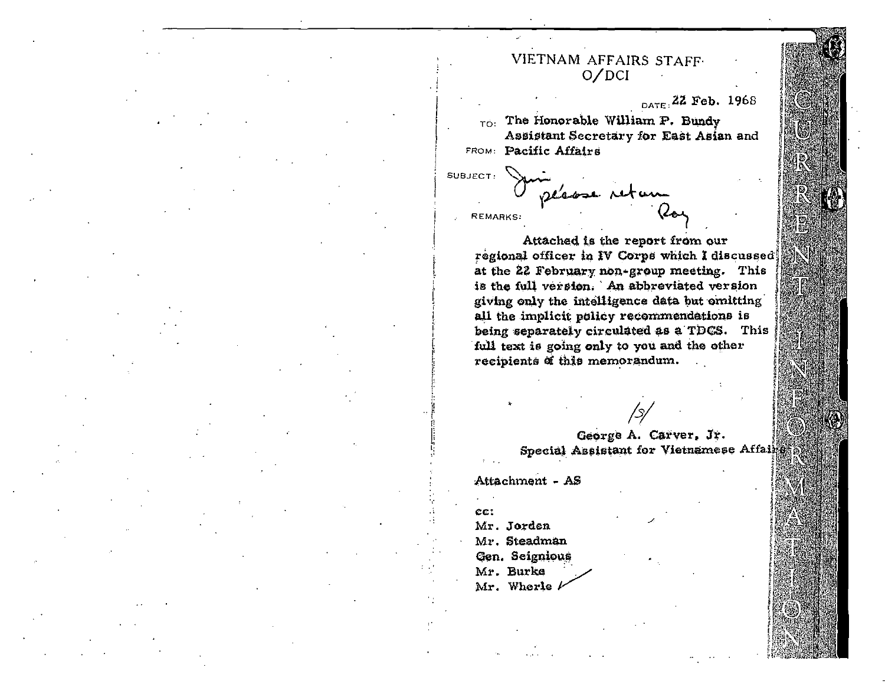VIETNAM AFFAIRS STAFF
O/DCI

DATE: 22 Feb. 1968

TO: The Honorable William P. Bundy
Assistant Secretary for East Asian and
FROM: Pacific Affairs

SUBJECT: Jim
please return
Roy

REMARKS:

Attached is the report from our regional officer in IV Corps which I discussed at the 22 February non-group meeting. This is the full version. An abbreviated version giving only the intelligence data but omitting all the implicit policy recommendations is being separately circulated as a TDCS. This full text is going only to you and the other recipients of this memorandum.

/s/

George A. Carver, Jr.
Special Assistant for Vietnamese Affairs

Attachment - AS

cc:
Mr. Jorden
Mr. Steadman
Gen. Seignious
Mr. Burke
Mr. Wherle ✓

CURRENT INFORMATION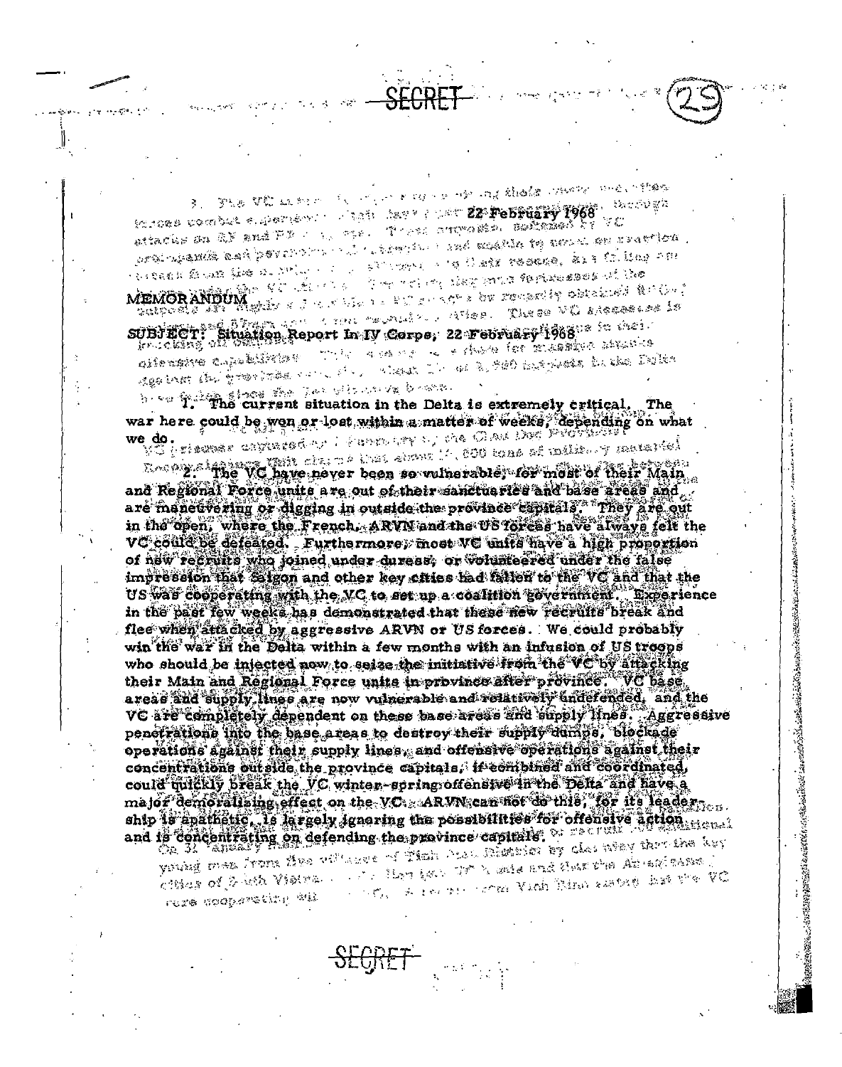SECRET

22 February 1968

MEMORANDUM

SUBJECT: Situation Report In IV Corps, 22 February 1968

1. The current situation in the Delta is extremely critical. The war here could be won or lost within a matter of weeks, depending on what we do.

2. The VC have never been so vulnerable, for most of their Main and Regional Force units are out of their sanctuaries and base areas and are maneuvering or digging in outside the province capitals. They are out in the open, where the French, ARVN and the US forces have always felt the VC could be defeated. Furthermore, most VC units have a high proportion of new recruits who joined under duress, or volunteered under the false impression that Saigon and other key cities had fallen to the VC and that the US was cooperating with the VC to set up a coalition government. Experience in the past few weeks has demonstrated that these new recruits break and flee when attacked by aggressive ARVN or US forces. We could probably win the war in the Delta within a few months with an infusion of US troops who should be injected now to seize the initiative from the VC by attacking their Main and Regional Force units in province after province. VC base areas and supply lines are now vulnerable and relatively undefended, and the VC are completely dependent on these base areas and supply lines. Aggressive penetrations into the base areas to destroy their supply dumps, blockade operations against their supply lines, and offensive operations against their concentrations outside the province capitals, if combined and coordinated, could quickly break the VC winter-spring offensive in the Delta and have a major demoralizing effect on the VC. ARVN can not do this, for its leadership is apathetic, is largely ignoring the possibilities for offensive action and is concentrating on defending the province capitals.

SECRET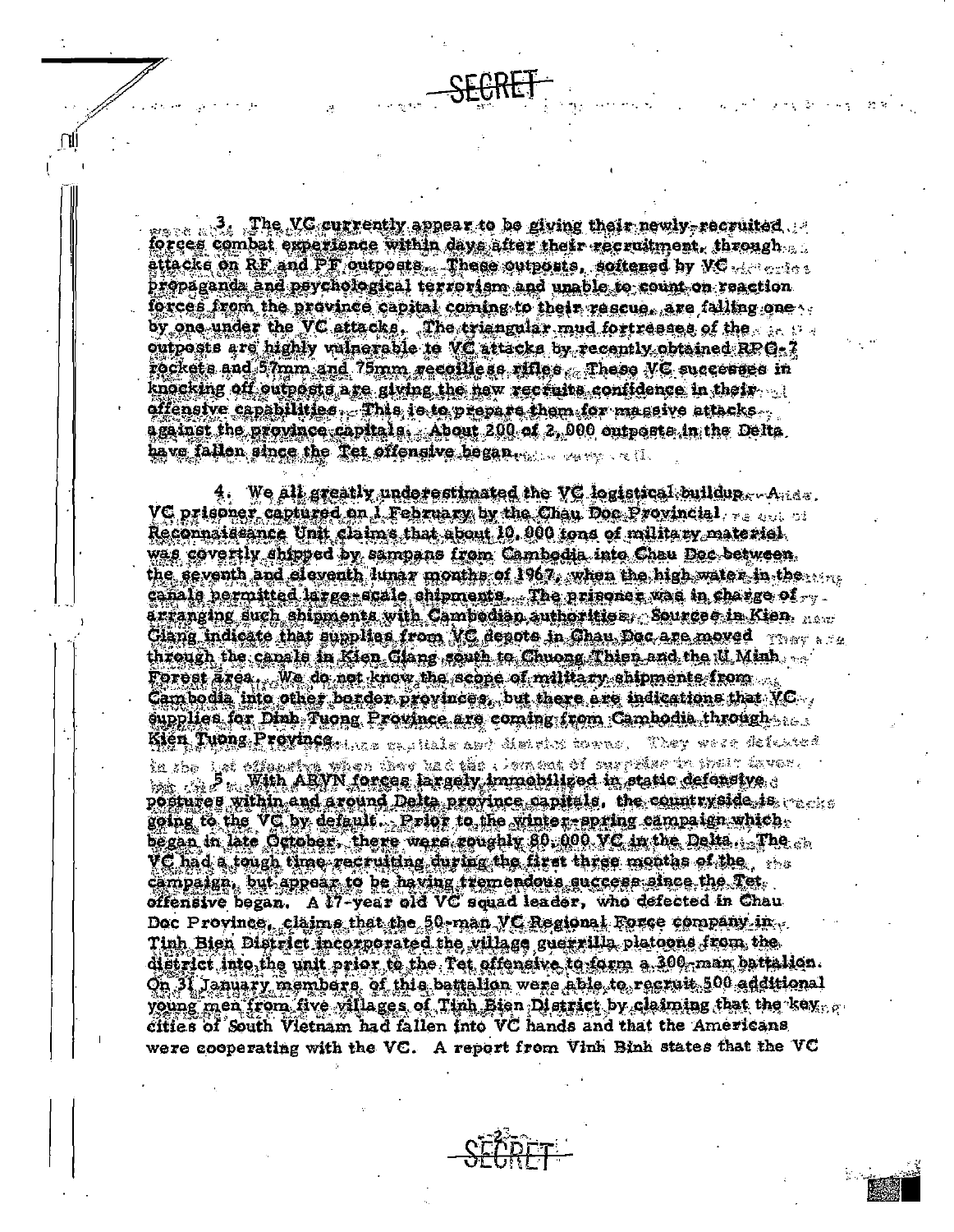SECRET

3. The VC currently appear to be giving their newly-recruited forces combat experience within days after their recruitment, through attacks on RF and PF outposts. These outposts, softened by VC propaganda and psychological terrorism and unable to count on reaction forces from the province capital coming to their rescue, are falling one by one under the VC attacks. The triangular mud fortresses of the outposts are highly vulnerable to VC attacks by recently obtained RPG-7 rockets and 57mm and 75mm recoilless rifles. These VC successes in knocking off outposts are giving the new recruits confidence in their offensive capabilities. This is to prepare them for massive attacks against the province capitals. About 200 of 2,000 outposts in the Delta have fallen since the Tet offensive began.

4. We all greatly underestimated the VC logistical buildup. A VC prisoner captured on 1 February by the Chau Doc Provincial Reconnaissance Unit claims that about 10,000 tons of military materiel was covertly shipped by sampans from Cambodia into Chau Doc between the seventh and eleventh lunar months of 1967, when the high water in the canals permitted large-scale shipments. The prisoner was in charge of arranging such shipments with Cambodian authorities. Sources in Kien Giang indicate that supplies from VC depots in Chau Doc are moved through the canals in Kien Giang south to Chuong Thien and the U Minh Forest area. We do not know the scope of military shipments from Cambodia into other border provinces, but there are indications that VC supplies for Dinh Tuong Province are coming from Cambodia through Kien Tuong Province.

5. With ARVN forces largely immobilized in static defensive postures within and around Delta province capitals, the countryside is going to the VC by default. Prior to the winter-spring campaign which began in late October, there were roughly 80,000 VC in the Delta. The VC had a tough time recruiting during the first three months of the campaign, but appear to be having tremendous success since the Tet offensive began. A 17-year old VC squad leader, who defected in Chau Doc Province, claims that the 50-man VC Regional Force company in Tinh Bien District incorporated the village guerrilla platoons from the district into the unit prior to the Tet offensive to form a 300-man battalion. On 31 January members of this battalion were able to recruit 500 additional young men from five villages of Tinh Bien District by claiming that the key cities of South Vietnam had fallen into VC hands and that the Americans were cooperating with the VC. A report from Vinh Binh states that the VC

SECRET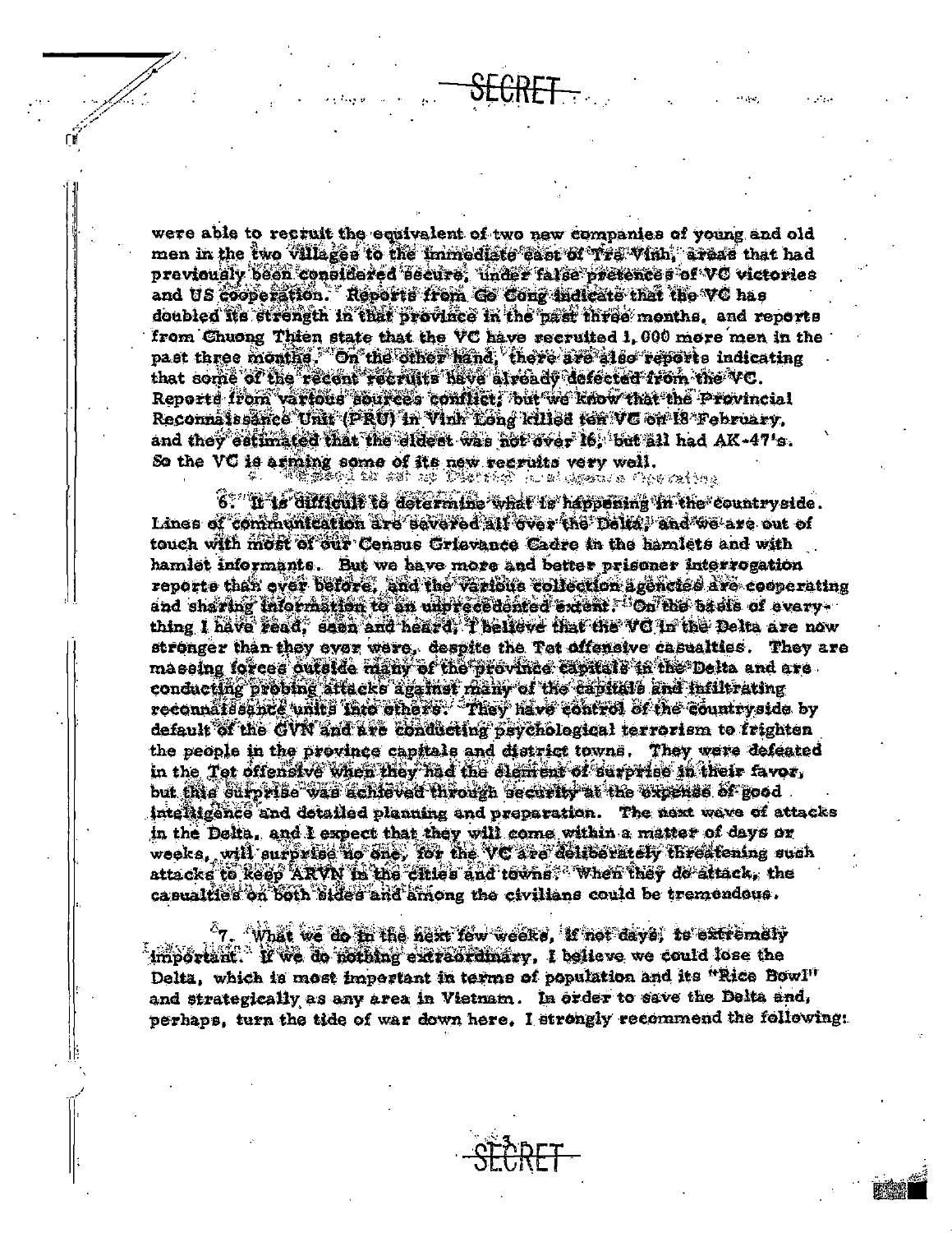were able to recruit the equivalent of two new companies of young and old men in the two villages to the immediate east of Tra Vinh, areas that had previously been considered secure, under false pretences of VC victories and US cooperation. Reports from Go Cong indicate that the VC has doubled its strength in that province in the past three months, and reports from Chuong Thien state that the VC have recruited 1,000 more men in the past three months. On the other hand, there are also reports indicating that some of the recent recruits have already defected from the VC. Reports from various sources conflict; but we know that the Provincial Reconnaissance Unit (PRU) in Vinh Long killed ten VC on 18 February, and they estimated that the eldest was not over 16, but all had AK-47's. So the VC is arming some of its new recruits very well.

6. It is difficult to determine what is happening in the countryside. Lines of communication are severed all over the Delta, and we are out of touch with most of our Census Grievance Cadre in the hamlets and with hamlet informants. But we have more and better prisoner interrogation reports than ever before, and the various collection agencies are cooperating and sharing information to an unprecedented extent. On the basis of everything I have read, seen and heard, I believe that the VC in the Delta are now stronger than they ever were, despite the Tet offensive casualties. They are massing forces outside many of the province capitals in the Delta and are conducting probing attacks against many of the capitals and infiltrating reconnaissance units into others. They have control of the countryside by default of the GVN and are conducting psychological terrorism to frighten the people in the province capitals and district towns. They were defeated in the Tet offensive when they had the element of surprise in their favor, but this surprise was achieved through security at the expense of good intelligence and detailed planning and preparation. The next wave of attacks in the Delta, and I expect that they will come within a matter of days or weeks, will surprise no one, for the VC are deliberately threatening such attacks to keep ARVN in the cities and towns. When they do attack, the casualties on both sides and among the civilians could be tremendous.

7. What we do in the next few weeks, if not days, is extremely important. If we do nothing extraordinary, I believe we could lose the Delta, which is most important in terms of population and its "Rice Bowl" and strategically as any area in Vietnam. In order to save the Delta and, perhaps, turn the tide of war down here, I strongly recommend the following: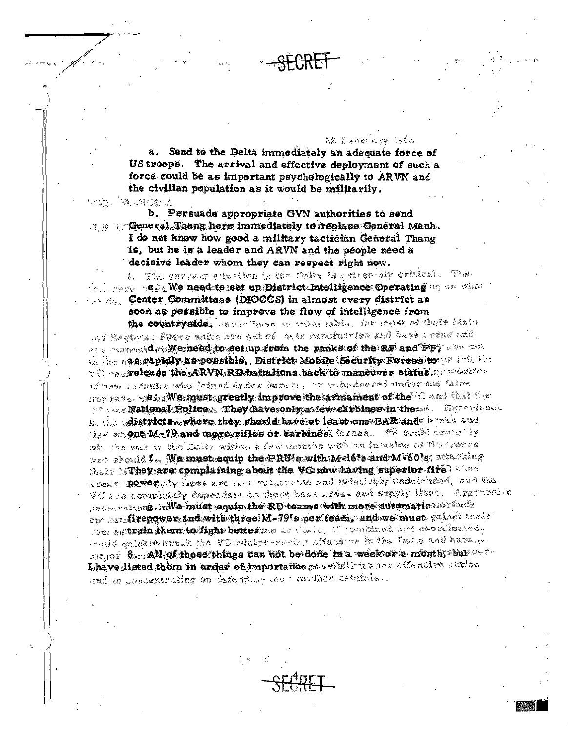SECRET

22 February 1968

a. Send to the Delta immediately an adequate force of US troops. The arrival and effective deployment of such a force could be as important psychologically to ARVN and the civilian population as it would be militarily.

b. Persuade appropriate GVN authorities to send General Thang here immediately to replace General Manh. I do not know how good a military tactician General Thang is, but he is a leader and ARVN and the people need a decisive leader whom they can respect right now.

c. We need to set up District Intelligence Operating Center Committees (DIOCCS) in almost every district as soon as possible to improve the flow of intelligence from the countryside.

d. We need to set up from the ranks of the RF and PF, as rapidly as possible, District Mobile Security Forces to release the ARVN RD battalions back to maneuver status.

e. We must greatly improve the armament of the RD and the National Police. They have only a few carbines in the districts, where they should have at least one BAR and one M-79 and more rifles or carbines.

f. We must equip the PRU's with M-16's and M-60's. They are complaining about the VC now having superior fire power.

g. We must equip the RD teams with more automatic firepower and with three M-79's per team, and we must train them to fight better.

8. All of these things can not be done in a week or a month, but I have listed them in order of importance.

SECRET